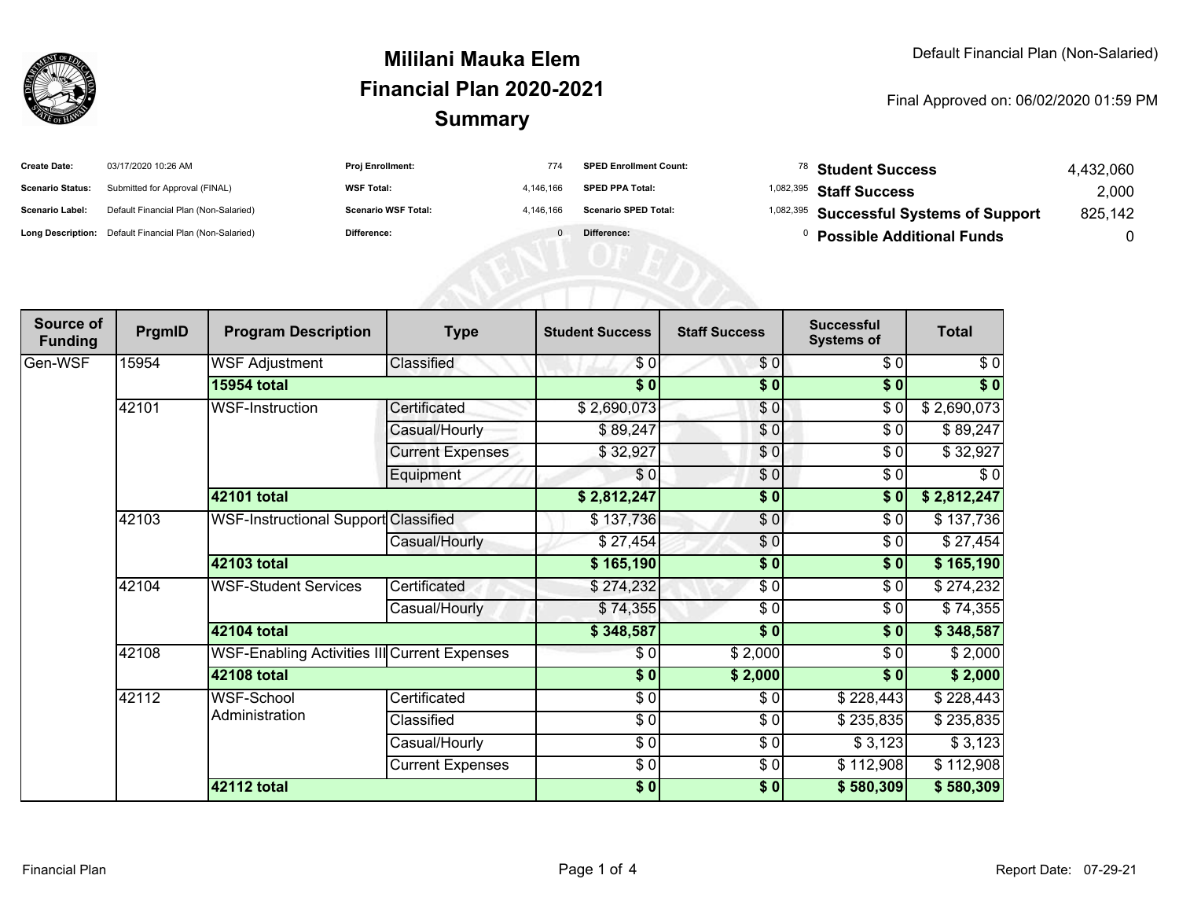# Mililani Mauka Elem
# Financial Plan 2020-2021
# Summary

Default Financial Plan (Non-Salaried)

Final Approved on: 06/02/2020 01:59 PM

| | | | | | | | |
|---|---|---|---|---|---|---|---|
| **Create Date:** | 03/17/2020 10:26 AM | **Proj Enrollment:** | 774 | **SPED Enrollment Count:** | 78 | **Student Success** | 4,432,060 |
| **Scenario Status:** | Submitted for Approval (FINAL) | **WSF Total:** | 4,146,166 | **SPED PPA Total:** | 1,082,395 | **Staff Success** | 2,000 |
| **Scenario Label:** | Default Financial Plan (Non-Salaried) | **Scenario WSF Total:** | 4,146,166 | **Scenario SPED Total:** | 1,082,395 | **Successful Systems of Support** | 825,142 |
| **Long Description:** | Default Financial Plan (Non-Salaried) | **Difference:** | 0 | **Difference:** | 0 | **Possible Additional Funds** | 0 |

| Source of Funding | PrgmID | Program Description | Type | Student Success | Staff Success | Successful Systems of | Total |
|---|---|---|---|---|---|---|---|
| Gen-WSF | 15954 | WSF Adjustment | Classified | $ 0 | $ 0 | $ 0 | $ 0 |
| | | **15954 total** | | **$ 0** | **$ 0** | **$ 0** | **$ 0** |
| | 42101 | WSF-Instruction | Certificated | $ 2,690,073 | $ 0 | $ 0 | $ 2,690,073 |
| | | | Casual/Hourly | $ 89,247 | $ 0 | $ 0 | $ 89,247 |
| | | | Current Expenses | $ 32,927 | $ 0 | $ 0 | $ 32,927 |
| | | | Equipment | $ 0 | $ 0 | $ 0 | $ 0 |
| | | **42101 total** | | **$ 2,812,247** | **$ 0** | **$ 0** | **$ 2,812,247** |
| | 42103 | WSF-Instructional Support | Classified | $ 137,736 | $ 0 | $ 0 | $ 137,736 |
| | | | Casual/Hourly | $ 27,454 | $ 0 | $ 0 | $ 27,454 |
| | | **42103 total** | | **$ 165,190** | **$ 0** | **$ 0** | **$ 165,190** |
| | 42104 | WSF-Student Services | Certificated | $ 274,232 | $ 0 | $ 0 | $ 274,232 |
| | | | Casual/Hourly | $ 74,355 | $ 0 | $ 0 | $ 74,355 |
| | | **42104 total** | | **$ 348,587** | **$ 0** | **$ 0** | **$ 348,587** |
| | 42108 | WSF-Enabling Activities III | Current Expenses | $ 0 | $ 2,000 | $ 0 | $ 2,000 |
| | | **42108 total** | | **$ 0** | **$ 2,000** | **$ 0** | **$ 2,000** |
| | 42112 | WSF-School Administration | Certificated | $ 0 | $ 0 | $ 228,443 | $ 228,443 |
| | | | Classified | $ 0 | $ 0 | $ 235,835 | $ 235,835 |
| | | | Casual/Hourly | $ 0 | $ 0 | $ 3,123 | $ 3,123 |
| | | | Current Expenses | $ 0 | $ 0 | $ 112,908 | $ 112,908 |
| | | **42112 total** | | **$ 0** | **$ 0** | **$ 580,309** | **$ 580,309** |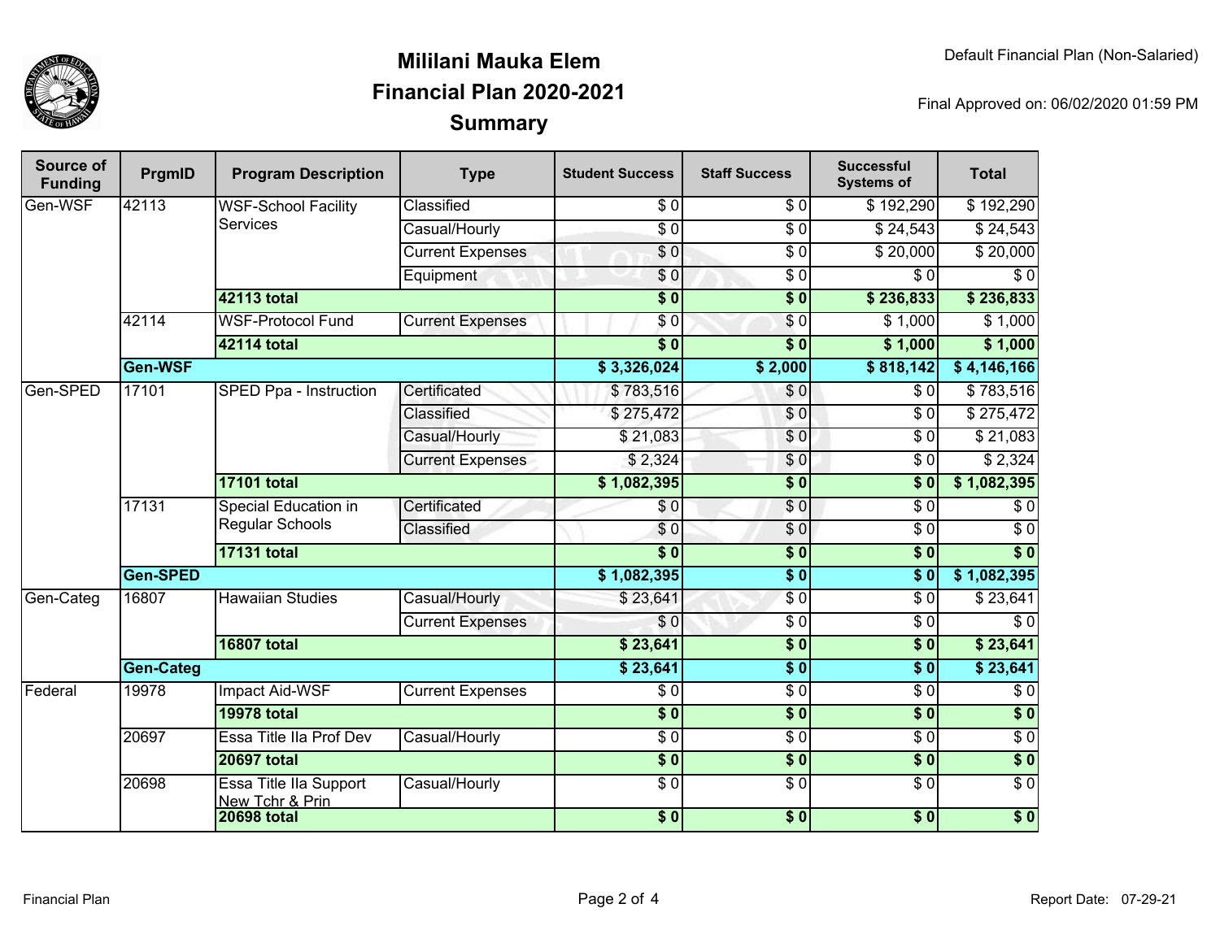# Mililani Mauka Elem
## Financial Plan 2020-2021
## Summary

Default Financial Plan (Non-Salaried)

Final Approved on: 06/02/2020 01:59 PM

| Source of Funding | PrgmID | Program Description | Type | Student Success | Staff Success | Successful Systems of | Total |
|---|---|---|---|---|---|---|---|
| Gen-WSF | 42113 | WSF-School Facility Services | Classified | $ 0 | $ 0 | $ 192,290 | $ 192,290 |
| | | | Casual/Hourly | $ 0 | $ 0 | $ 24,543 | $ 24,543 |
| | | | Current Expenses | $ 0 | $ 0 | $ 20,000 | $ 20,000 |
| | | | Equipment | $ 0 | $ 0 | $ 0 | $ 0 |
| | | **42113 total** | | **$ 0** | **$ 0** | **$ 236,833** | **$ 236,833** |
| | 42114 | WSF-Protocol Fund | Current Expenses | $ 0 | $ 0 | $ 1,000 | $ 1,000 |
| | | **42114 total** | | **$ 0** | **$ 0** | **$ 1,000** | **$ 1,000** |
| | **Gen-WSF** | | | **$ 3,326,024** | **$ 2,000** | **$ 818,142** | **$ 4,146,166** |
| Gen-SPED | 17101 | SPED Ppa - Instruction | Certificated | $ 783,516 | $ 0 | $ 0 | $ 783,516 |
| | | | Classified | $ 275,472 | $ 0 | $ 0 | $ 275,472 |
| | | | Casual/Hourly | $ 21,083 | $ 0 | $ 0 | $ 21,083 |
| | | | Current Expenses | $ 2,324 | $ 0 | $ 0 | $ 2,324 |
| | | **17101 total** | | **$ 1,082,395** | **$ 0** | **$ 0** | **$ 1,082,395** |
| | 17131 | Special Education in Regular Schools | Certificated | $ 0 | $ 0 | $ 0 | $ 0 |
| | | | Classified | $ 0 | $ 0 | $ 0 | $ 0 |
| | | **17131 total** | | **$ 0** | **$ 0** | **$ 0** | **$ 0** |
| | **Gen-SPED** | | | **$ 1,082,395** | **$ 0** | **$ 0** | **$ 1,082,395** |
| Gen-Categ | 16807 | Hawaiian Studies | Casual/Hourly | $ 23,641 | $ 0 | $ 0 | $ 23,641 |
| | | | Current Expenses | $ 0 | $ 0 | $ 0 | $ 0 |
| | | **16807 total** | | **$ 23,641** | **$ 0** | **$ 0** | **$ 23,641** |
| | **Gen-Categ** | | | **$ 23,641** | **$ 0** | **$ 0** | **$ 23,641** |
| Federal | 19978 | Impact Aid-WSF | Current Expenses | $ 0 | $ 0 | $ 0 | $ 0 |
| | | **19978 total** | | **$ 0** | **$ 0** | **$ 0** | **$ 0** |
| | 20697 | Essa Title IIa Prof Dev | Casual/Hourly | $ 0 | $ 0 | $ 0 | $ 0 |
| | | **20697 total** | | **$ 0** | **$ 0** | **$ 0** | **$ 0** |
| | 20698 | Essa Title IIa Support New Tchr & Prin | Casual/Hourly | $ 0 | $ 0 | $ 0 | $ 0 |
| | | **20698 total** | | **$ 0** | **$ 0** | **$ 0** | **$ 0** |

Financial Plan

Report Date: 07-29-21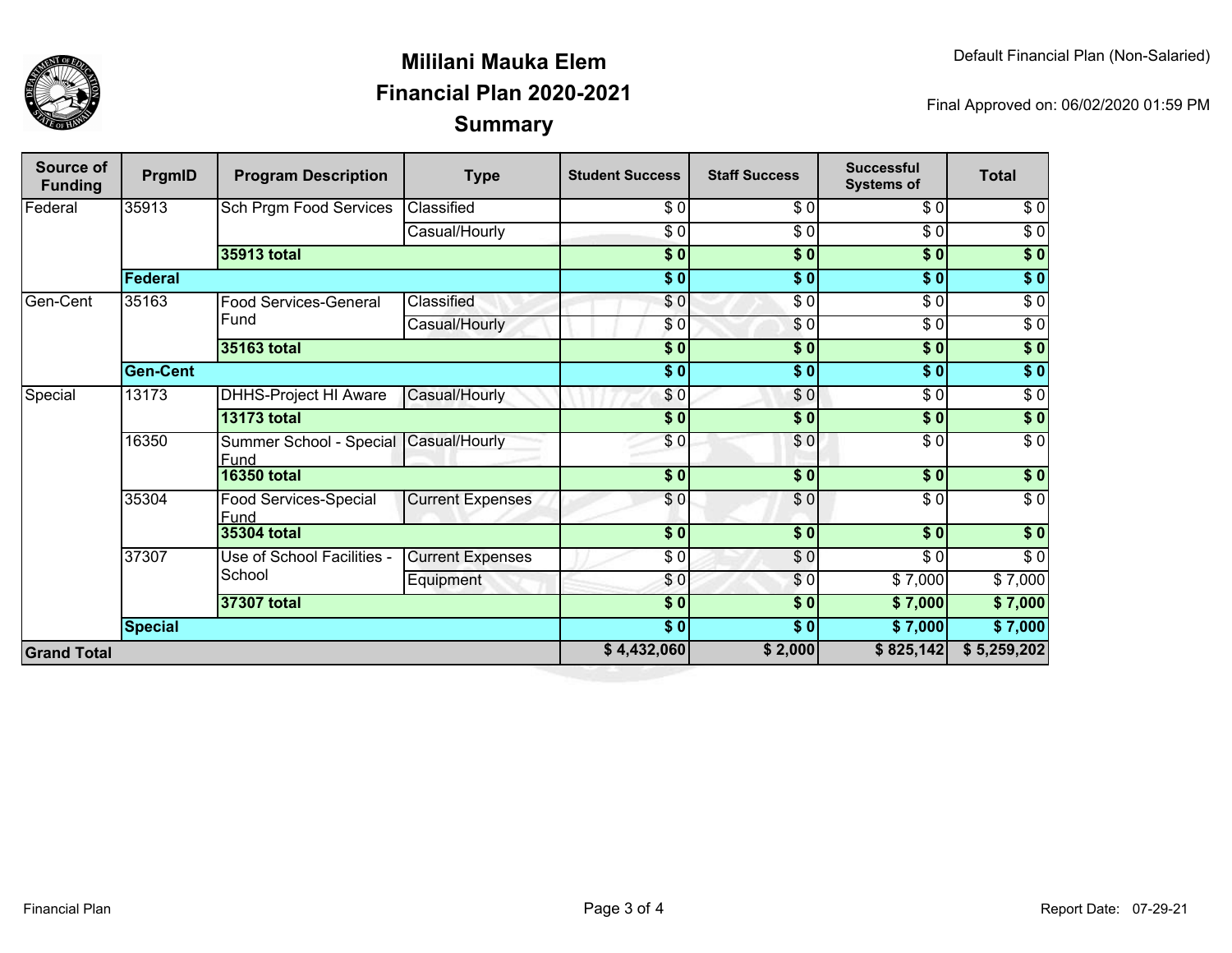# Mililani Mauka Elem
## Financial Plan 2020-2021
## Summary

Default Financial Plan (Non-Salaried)

Final Approved on: 06/02/2020 01:59 PM

| Source of Funding | PrgmID | Program Description | Type | Student Success | Staff Success | Successful Systems of | Total |
|---|---|---|---|---|---|---|---|
| Federal | 35913 | Sch Prgm Food Services | Classified | $ 0 | $ 0 | $ 0 | $ 0 |
| | | | Casual/Hourly | $ 0 | $ 0 | $ 0 | $ 0 |
| | | **35913 total** | | **$ 0** | **$ 0** | **$ 0** | **$ 0** |
| | **Federal** | | | **$ 0** | **$ 0** | **$ 0** | **$ 0** |
| Gen-Cent | 35163 | Food Services-General Fund | Classified | $ 0 | $ 0 | $ 0 | $ 0 |
| | | | Casual/Hourly | $ 0 | $ 0 | $ 0 | $ 0 |
| | | **35163 total** | | **$ 0** | **$ 0** | **$ 0** | **$ 0** |
| | **Gen-Cent** | | | **$ 0** | **$ 0** | **$ 0** | **$ 0** |
| Special | 13173 | DHHS-Project HI Aware | Casual/Hourly | $ 0 | $ 0 | $ 0 | $ 0 |
| | | **13173 total** | | **$ 0** | **$ 0** | **$ 0** | **$ 0** |
| | 16350 | Summer School - Special Fund | Casual/Hourly | $ 0 | $ 0 | $ 0 | $ 0 |
| | | **16350 total** | | **$ 0** | **$ 0** | **$ 0** | **$ 0** |
| | 35304 | Food Services-Special Fund | Current Expenses | $ 0 | $ 0 | $ 0 | $ 0 |
| | | **35304 total** | | **$ 0** | **$ 0** | **$ 0** | **$ 0** |
| | 37307 | Use of School Facilities - School | Current Expenses | $ 0 | $ 0 | $ 0 | $ 0 |
| | | | Equipment | $ 0 | $ 0 | $ 7,000 | $ 7,000 |
| | | **37307 total** | | **$ 0** | **$ 0** | **$ 7,000** | **$ 7,000** |
| | **Special** | | | **$ 0** | **$ 0** | **$ 7,000** | **$ 7,000** |
| **Grand Total** | | | | **$ 4,432,060** | **$ 2,000** | **$ 825,142** | **$ 5,259,202** |

Report Date: 07-29-21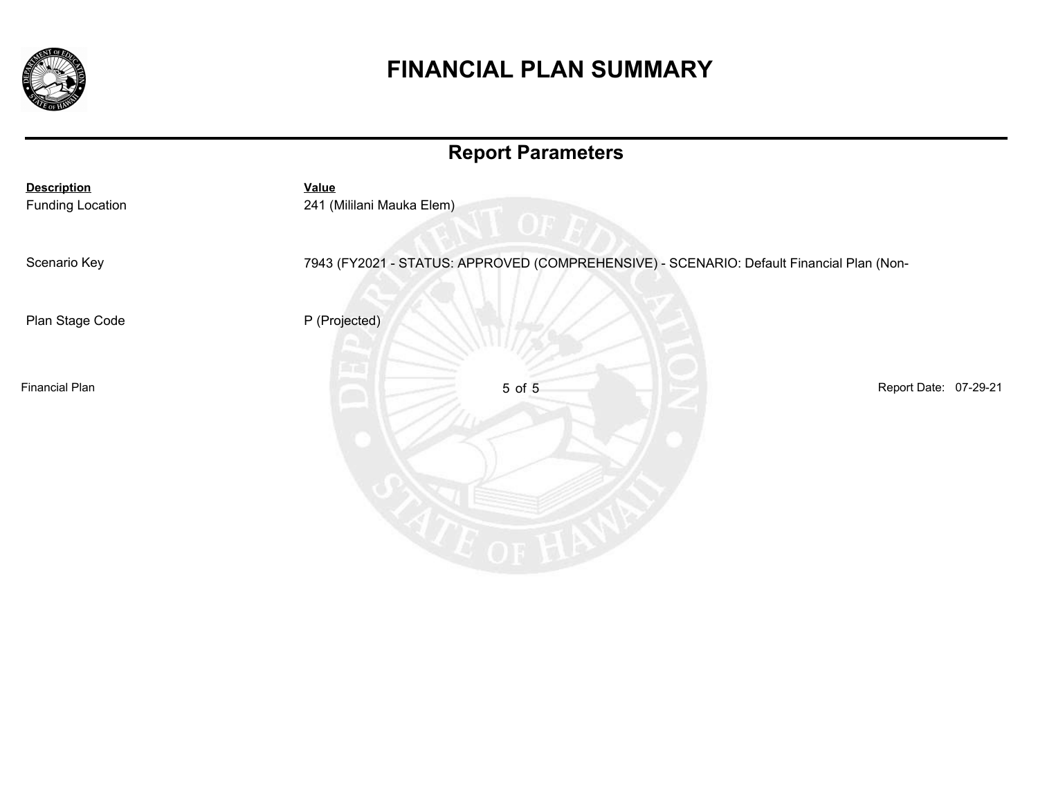# FINANCIAL PLAN SUMMARY

## Report Parameters

| Description | Value |
| --- | --- |
| Funding Location | 241 (Mililani Mauka Elem) |
| Scenario Key | 7943 (FY2021 - STATUS: APPROVED (COMPREHENSIVE) - SCENARIO: Default Financial Plan (Non- |
| Plan Stage Code | P (Projected) |

Report Date: 07-29-21